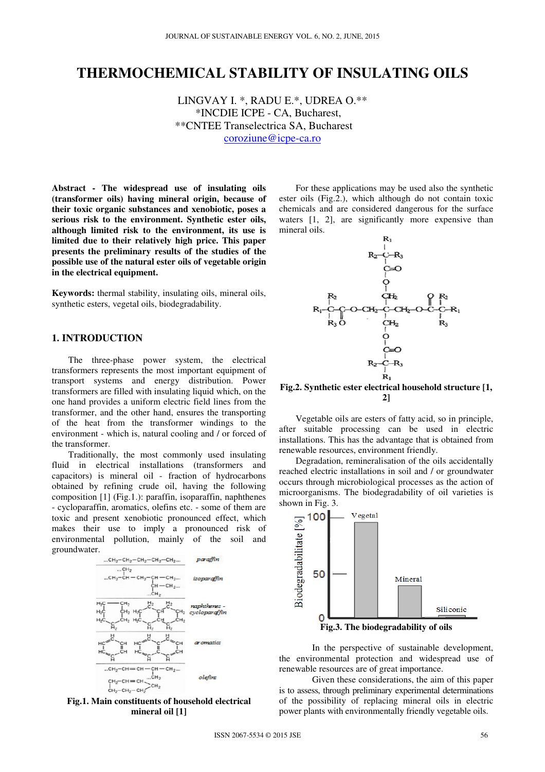# THERMOCHEMICAL STABILITY OF INSULATING OILS

LINGVAY I. *, RADU E.*, UDREA O.**
*INCDIE ICPE - CA, Bucharest,
**CNTEE Transelectrica SA, Bucharest
coroziune@icpe-ca.ro

**Abstract - The widespread use of insulating oils (transformer oils) having mineral origin, because of their toxic organic substances and xenobiotic, poses a serious risk to the environment. Synthetic ester oils, although limited risk to the environment, its use is limited due to their relatively high price. This paper presents the preliminary results of the studies of the possible use of the natural ester oils of vegetable origin in the electrical equipment.**

**Keywords:** thermal stability, insulating oils, mineral oils, synthetic esters, vegetal oils, biodegradability.

## 1. INTRODUCTION

The three-phase power system, the electrical transformers represents the most important equipment of transport systems and energy distribution. Power transformers are filled with insulating liquid which, on the one hand provides a uniform electric field lines from the transformer, and the other hand, ensures the transporting of the heat from the transformer windings to the environment - which is, natural cooling and / or forced of the transformer.

Traditionally, the most commonly used insulating fluid in electrical installations (transformers and capacitors) is mineral oil - fraction of hydrocarbons obtained by refining crude oil, having the following composition [1] (Fig.1.): paraffin, isoparaffin, naphthenes - cycloparaffin, aromatics, olefins etc. - some of them are toxic and present xenobiotic pronounced effect, which makes their use to imply a pronounced risk of environmental pollution, mainly of the soil and groundwater.

**Fig.1. Main constituents of household electrical mineral oil [1]**

For these applications may be used also the synthetic ester oils (Fig.2.), which although do not contain toxic chemicals and are considered dangerous for the surface waters [1, 2], are significantly more expensive than mineral oils.

**Fig.2. Synthetic ester electrical household structure [1, 2]**

Vegetable oils are esters of fatty acid, so in principle, after suitable processing can be used in electric installations. This has the advantage that is obtained from renewable resources, environment friendly.

Degradation, remineralisation of the oils accidentally reached electric installations in soil and / or groundwater occurs through microbiological processes as the action of microorganisms. The biodegradability of oil varieties is shown in Fig. 3.

**Fig.3. The biodegradability of oils**

In the perspective of sustainable development, the environmental protection and widespread use of renewable resources are of great importance.

Given these considerations, the aim of this paper is to assess, through preliminary experimental determinations of the possibility of replacing mineral oils in electric power plants with environmentally friendly vegetable oils.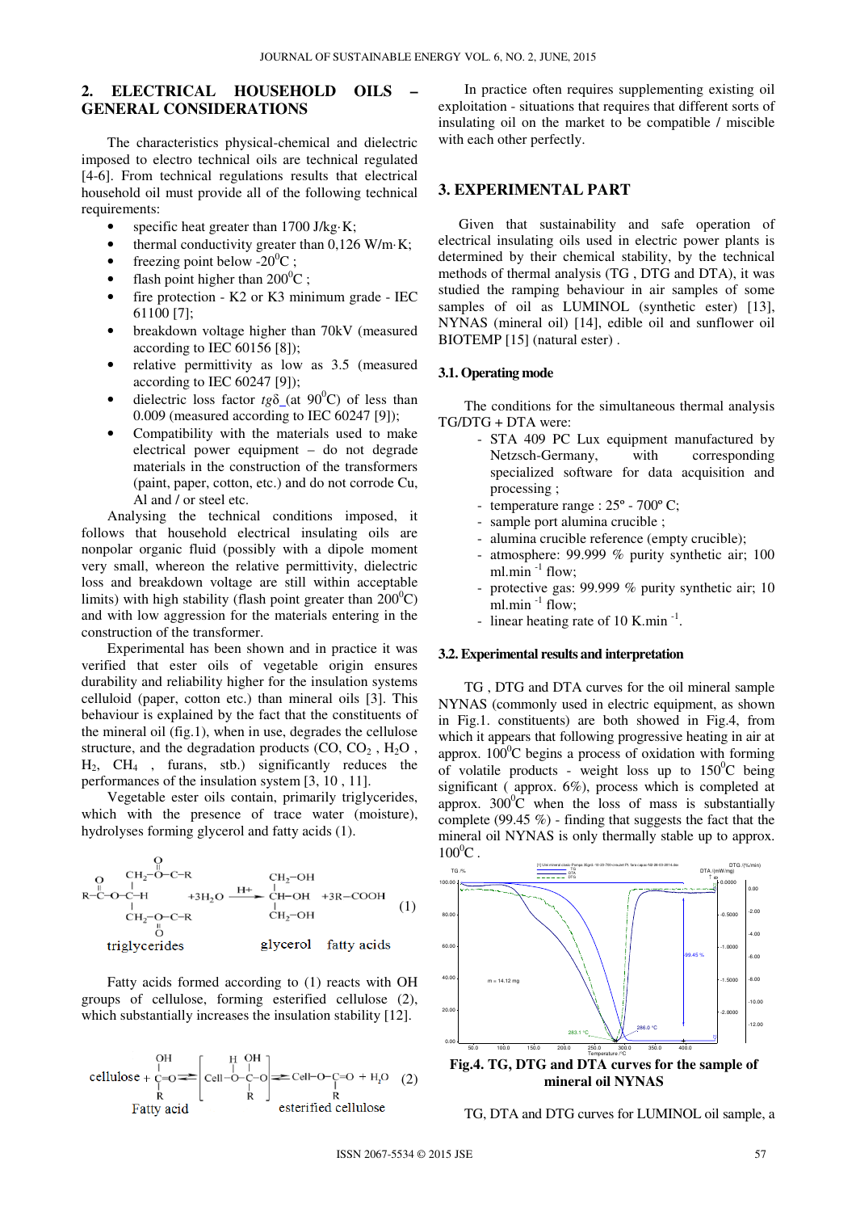## 2. ELECTRICAL HOUSEHOLD OILS – GENERAL CONSIDERATIONS

The characteristics physical-chemical and dielectric imposed to electro technical oils are technical regulated [4-6]. From technical regulations results that electrical household oil must provide all of the following technical requirements:

- specific heat greater than 1700 J/kg·K;
- thermal conductivity greater than 0,126 W/m·K;
- freezing point below -20$^0$C ;
- flash point higher than 200$^0$C ;
- fire protection - K2 or K3 minimum grade - IEC 61100 [7];
- breakdown voltage higher than 70kV (measured according to IEC 60156 [8]);
- relative permittivity as low as 3.5 (measured according to IEC 60247 [9]);
- dielectric loss factor $tg\delta$ (at 90$^0$C) of less than 0.009 (measured according to IEC 60247 [9]);
- Compatibility with the materials used to make electrical power equipment – do not degrade materials in the construction of the transformers (paint, paper, cotton, etc.) and do not corrode Cu, Al and / or steel etc.

Analysing the technical conditions imposed, it follows that household electrical insulating oils are nonpolar organic fluid (possibly with a dipole moment very small, whereon the relative permittivity, dielectric loss and breakdown voltage are still within acceptable limits) with high stability (flash point greater than 200$^0$C) and with low aggression for the materials entering in the construction of the transformer.

Experimental has been shown and in practice it was verified that ester oils of vegetable origin ensures durability and reliability higher for the insulation systems celluloid (paper, cotton etc.) than mineral oils [3]. This behaviour is explained by the fact that the constituents of the mineral oil (fig.1), when in use, degrades the cellulose structure, and the degradation products (CO, $CO_2$ , $H_2O$ , $H_2$, $CH_4$ , furans, stb.) significantly reduces the performances of the insulation system [3, 10 , 11].

Vegetable ester oils contain, primarily triglycerides, which with the presence of trace water (moisture), hydrolyses forming glycerol and fatty acids (1).

$$\text{triglycerides} + 3H_2O \xrightarrow{H^+} \text{glycerol} + 3R{-}COOH \text{ (fatty acids)} \quad (1)$$

Fatty acids formed according to (1) reacts with OH groups of cellulose, forming esterified cellulose (2), which substantially increases the insulation stability [12].

$$\text{cellulose} + R{-}C(=O){-}OH \rightleftharpoons \left[\text{Cell}{-}O{-}C(H)(OH){-}O \right] \rightleftharpoons \text{Cell}{-}O{-}C(=O){-}R + H_2O \quad (2)$$

Fatty acid — esterified cellulose

In practice often requires supplementing existing oil exploitation - situations that requires that different sorts of insulating oil on the market to be compatible / miscible with each other perfectly.

## 3. EXPERIMENTAL PART

Given that sustainability and safe operation of electrical insulating oils used in electric power plants is determined by their chemical stability, by the technical methods of thermal analysis (TG , DTG and DTA), it was studied the ramping behaviour in air samples of some samples of oil as LUMINOL (synthetic ester) [13], NYNAS (mineral oil) [14], edible oil and sunflower oil BIOTEMP [15] (natural ester) .

### 3.1. Operating mode

The conditions for the simultaneous thermal analysis TG/DTG + DTA were:

- STA 409 PC Lux equipment manufactured by Netzsch-Germany, with corresponding specialized software for data acquisition and processing ;
- temperature range : 25º - 700º C;
- sample port alumina crucible ;
- alumina crucible reference (empty crucible);
- atmosphere: 99.999 % purity synthetic air; 100 ml.min $^{-1}$ flow;
- protective gas: 99.999 % purity synthetic air; 10 ml.min $^{-1}$ flow;
- linear heating rate of 10 K.min $^{-1}$.

### 3.2. Experimental results and interpretation

TG , DTG and DTA curves for the oil mineral sample NYNAS (commonly used in electric equipment, as shown in Fig.1. constituents) are both showed in Fig.4, from which it appears that following progressive heating in air at approx. 100$^0$C begins a process of oxidation with forming of volatile products - weight loss up to 150$^0$C being significant ( approx. 6%), process which is completed at approx. 300$^0$C when the loss of mass is substantially complete (99.45 %) - finding that suggests the fact that the mineral oil NYNAS is only thermally stable up to approx. 100$^0$C .

**Fig.4. TG, DTG and DTA curves for the sample of mineral oil NYNAS**

TG, DTA and DTG curves for LUMINOL oil sample, a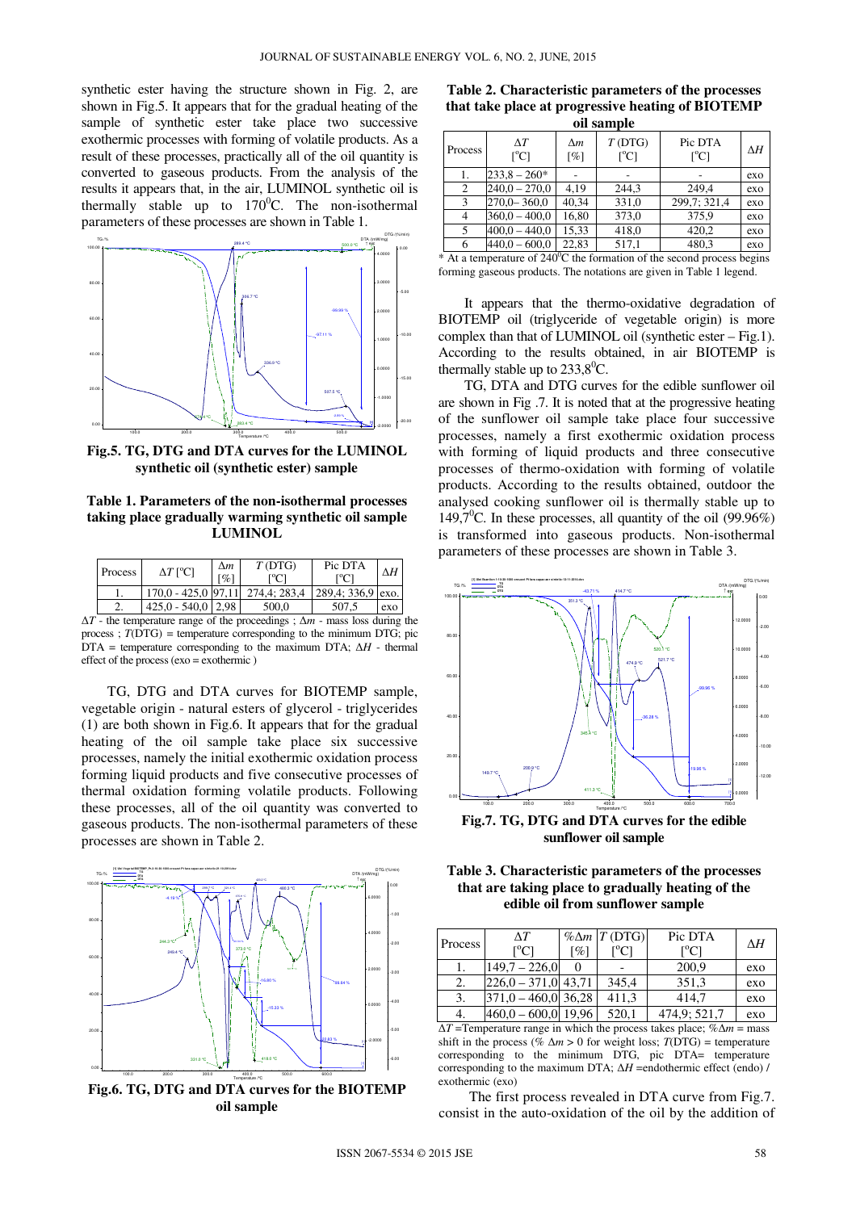synthetic ester having the structure shown in Fig. 2, are shown in Fig.5. It appears that for the gradual heating of the sample of synthetic ester take place two successive exothermic processes with forming of volatile products. As a result of these processes, practically all of the oil quantity is converted to gaseous products. From the analysis of the results it appears that, in the air, LUMINOL synthetic oil is thermally stable up to 170$^0$C. The non-isothermal parameters of these processes are shown in Table 1.

**Fig.5. TG, DTA and DTG curves for the LUMINOL synthetic oil (synthetic ester) sample**

**Table 1. Parameters of the non-isothermal processes taking place gradually warming synthetic oil sample LUMINOL**

| Process | $\Delta T$ [ºC] | $\Delta m$ [%] | $T$ (DTG) [ºC] | Pic DTA [ºC] | $\Delta H$ |
|---|---|---|---|---|---|
| 1. | 170,0 - 425,0 | 97,11 | 274,4; 283,4 | 289,4; 336,9 | exo. |
| 2. | 425,0 - 540,0 | 2,98 | 500,0 | 507,5 | exo |

$\Delta T$ - the temperature range of the proceedings ; $\Delta m$ - mass loss during the process ; $T$(DTG) = temperature corresponding to the minimum DTG; pic DTA = temperature corresponding to the maximum DTA; $\Delta H$ - thermal effect of the process (exo = exothermic )

TG, DTG and DTA curves for BIOTEMP sample, vegetable origin - natural esters of glycerol - triglycerides (1) are both shown in Fig.6. It appears that for the gradual heating of the oil sample take place six successive processes, namely the initial exothermic oxidation process forming liquid products and five consecutive processes of thermal oxidation forming volatile products. Following these processes, all of the oil quantity was converted to gaseous products. The non-isothermal parameters of these processes are shown in Table 2.

**Fig.6. TG, DTG and DTA curves for the BIOTEMP oil sample**

**Table 2. Characteristic parameters of the processes that take place at progressive heating of BIOTEMP oil sample**

| Process | $\Delta T$ [$^o$C] | $\Delta m$ [%] | $T$ (DTG) [$^o$C] | Pic DTA [$^o$C] | $\Delta H$ |
|---|---|---|---|---|---|
| 1. | 233,8 – 260* | - | - | - | exo |
| 2 | 240,0 – 270,0 | 4,19 | 244,3 | 249,4 | exo |
| 3 | 270,0– 360,0 | 40,34 | 331,0 | 299,7; 321,4 | exo |
| 4 | 360,0 – 400,0 | 16,80 | 373,0 | 375,9 | exo |
| 5 | 400,0 – 440,0 | 15,33 | 418,0 | 420,2 | exo |
| 6 | 440,0 – 600,0 | 22,83 | 517,1 | 480,3 | exo |

\* At a temperature of 240$^o$C the formation of the second process begins forming gaseous products. The notations are given in Table 1 legend.

It appears that the thermo-oxidative degradation of BIOTEMP oil (triglyceride of vegetable origin) is more complex than that of LUMINOL oil (synthetic ester – Fig.1). According to the results obtained, in air BIOTEMP is thermally stable up to 233,8$^0$C.

TG, DTA and DTG curves for the edible sunflower oil are shown in Fig .7. It is noted that at the progressive heating of the sunflower oil sample take place four successive processes, namely a first exothermic oxidation process with forming of liquid products and three consecutive processes of thermo-oxidation with forming of volatile products. According to the results obtained, outdoor the analysed cooking sunflower oil is thermally stable up to 149,7$^0$C. In these processes, all quantity of the oil (99.96%) is transformed into gaseous products. Non-isothermal parameters of these processes are shown in Table 3.

**Fig.7. TG, DTG and DTA curves for the edible sunflower oil sample**

**Table 3. Characteristic parameters of the processes that are taking place to gradually heating of the edible oil from sunflower sample**

| Process | $\Delta T$ [$^o$C] | $\%\Delta m$ [%] | $T$ (DTG) [$^o$C] | Pic DTA [$^o$C] | $\Delta H$ |
|---|---|---|---|---|---|
| 1. | 149,7 – 226,0 | 0 | - | 200,9 | exo |
| 2. | 226,0 – 371,0 | 43,71 | 345,4 | 351,3 | exo |
| 3. | 371,0 – 460,0 | 36,28 | 411,3 | 414,7 | exo |
| 4. | 460,0 – 600,0 | 19,96 | 520,1 | 474,9; 521,7 | exo |

$\Delta T$ =Temperature range in which the process takes place; $\%\Delta m$ = mass shift in the process ($\%\ \Delta m > 0$ for weight loss; $T$(DTG) = temperature corresponding to the minimum DTG, pic DTA= temperature corresponding to the maximum DTA; $\Delta H$ =endothermic effect (endo) / exothermic (exo)

The first process revealed in DTA curve from Fig.7. consist in the auto-oxidation of the oil by the addition of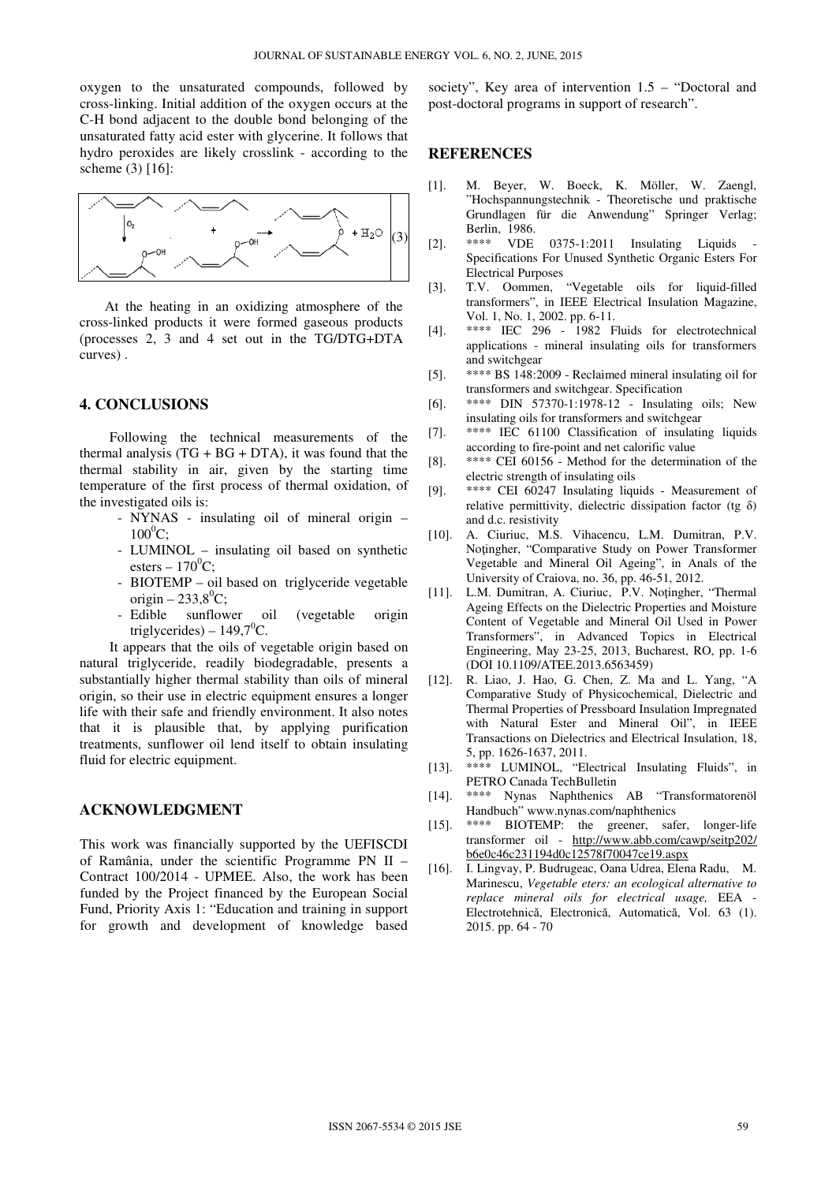oxygen to the unsaturated compounds, followed by cross-linking. Initial addition of the oxygen occurs at the C-H bond adjacent to the double bond belonging of the unsaturated fatty acid ester with glycerine. It follows that hydro peroxides are likely crosslink - according to the scheme (3) [16]:

$O_2$ + O—OH → O + $H_2O$ (3)

At the heating in an oxidizing atmosphere of the cross-linked products it were formed gaseous products (processes 2, 3 and 4 set out in the TG/DTG+DTA curves) .

## 4. CONCLUSIONS

Following the technical measurements of the thermal analysis (TG + BG + DTA), it was found that the thermal stability in air, given by the starting time temperature of the first process of thermal oxidation, of the investigated oils is:

- NYNAS - insulating oil of mineral origin – $100^0$C;
- LUMINOL – insulating oil based on synthetic esters – $170^0$C;
- BIOTEMP – oil based on triglyceride vegetable origin – $233,8^0$C;
- Edible sunflower oil (vegetable origin triglycerides) – $149,7^0$C.

It appears that the oils of vegetable origin based on natural triglyceride, readily biodegradable, presents a substantially higher thermal stability than oils of mineral origin, so their use in electric equipment ensures a longer life with their safe and friendly environment. It also notes that it is plausible that, by applying purification treatments, sunflower oil lend itself to obtain insulating fluid for electric equipment.

## ACKNOWLEDGMENT

This work was financially supported by the UEFISCDI of Ramânia, under the scientific Programme PN II – Contract 100/2014 - UPMEE. Also, the work has been funded by the Project financed by the European Social Fund, Priority Axis 1: "Education and training in support for growth and development of knowledge based society", Key area of intervention 1.5 – "Doctoral and post-doctoral programs in support of research".

## REFERENCES

[1]. M. Beyer, W. Boeck, K. Möller, W. Zaengl, "Hochspannungstechnik - Theoretische und praktische Grundlagen für die Anwendung" Springer Verlag; Berlin, 1986.

[2]. **** VDE 0375-1:2011 Insulating Liquids - Specifications For Unused Synthetic Organic Esters For Electrical Purposes

[3]. T.V. Oommen, "Vegetable oils for liquid-filled transformers", in IEEE Electrical Insulation Magazine, Vol. 1, No. 1, 2002. pp. 6-11.

[4]. **** IEC 296 - 1982 Fluids for electrotechnical applications - mineral insulating oils for transformers and switchgear

[5]. **** BS 148:2009 - Reclaimed mineral insulating oil for transformers and switchgear. Specification

[6]. **** DIN 57370-1:1978-12 - Insulating oils; New insulating oils for transformers and switchgear

[7]. **** IEC 61100 Classification of insulating liquids according to fire-point and net calorific value

[8]. **** CEI 60156 - Method for the determination of the electric strength of insulating oils

[9]. **** CEI 60247 Insulating liquids - Measurement of relative permittivity, dielectric dissipation factor (tg δ) and d.c. resistivity

[10]. A. Ciuriuc, M.S. Vihacencu, L.M. Dumitran, P.V. Noţingher, "Comparative Study on Power Transformer Vegetable and Mineral Oil Ageing", in Anals of the University of Craiova, no. 36, pp. 46-51, 2012.

[11]. L.M. Dumitran, A. Ciuriuc, P.V. Noţingher, "Thermal Ageing Effects on the Dielectric Properties and Moisture Content of Vegetable and Mineral Oil Used in Power Transformers", in Advanced Topics in Electrical Engineering, May 23-25, 2013, Bucharest, RO, pp. 1-6 (DOI 10.1109/ATEE.2013.6563459)

[12]. R. Liao, J. Hao, G. Chen, Z. Ma and L. Yang, "A Comparative Study of Physicochemical, Dielectric and Thermal Properties of Pressboard Insulation Impregnated with Natural Ester and Mineral Oil", in IEEE Transactions on Dielectrics and Electrical Insulation, 18, 5, pp. 1626-1637, 2011.

[13]. **** LUMINOL, "Electrical Insulating Fluids", in PETRO Canada TechBulletin

[14]. **** Nynas Naphthenics AB "Transformatorenöl Handbuch" www.nynas.com/naphthenics

[15]. **** BIOTEMP: the greener, safer, longer-life transformer oil - http://www.abb.com/cawp/seitp202/b6e0c46c231194d0c12578f70047ce19.aspx

[16]. I. Lingvay, P. Budrugeac, Oana Udrea, Elena Radu, M. Marinescu, *Vegetable eters: an ecological alternative to replace mineral oils for electrical usage,* EEA - Electrotehnică, Electronică, Automatică, Vol. 63 (1). 2015. pp. 64 - 70